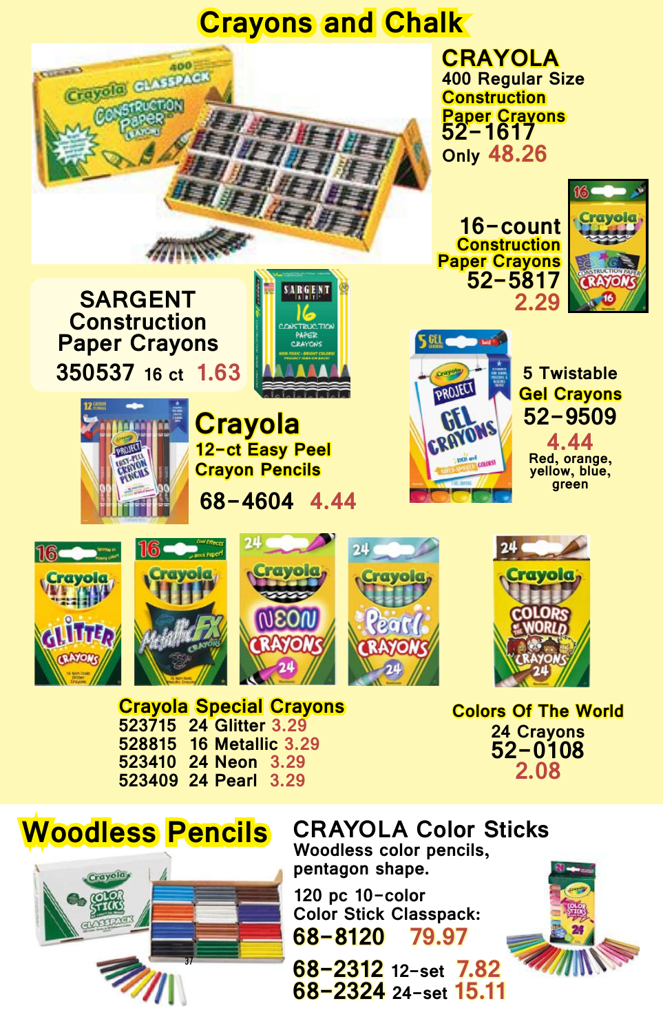# Crayons and Chalk

## CRAYOLA

400 Regular Size Construction Paper Crayons
52-1617
Only 48.26

16-count Construction Paper Crayons
52-5817
2.29

## SARGENT Construction Paper Crayons

350537 16 ct 1.63

## Crayola

12-ct Easy Peel Crayon Pencils
68-4604 4.44

5 Twistable Gel Crayons
52-9509
4.44
Red, orange, yellow, blue, green

## Crayola Special Crayons

523715 24 Glitter 3.29
528815 16 Metallic 3.29
523410 24 Neon 3.29
523409 24 Pearl 3.29

## Colors Of The World

24 Crayons
52-0108
2.08

# Woodless Pencils

## CRAYOLA Color Sticks

Woodless color pencils, pentagon shape.

120 pc 10-color Color Stick Classpack:
68-8120 79.97

68-2312 12-set 7.82
68-2324 24-set 15.11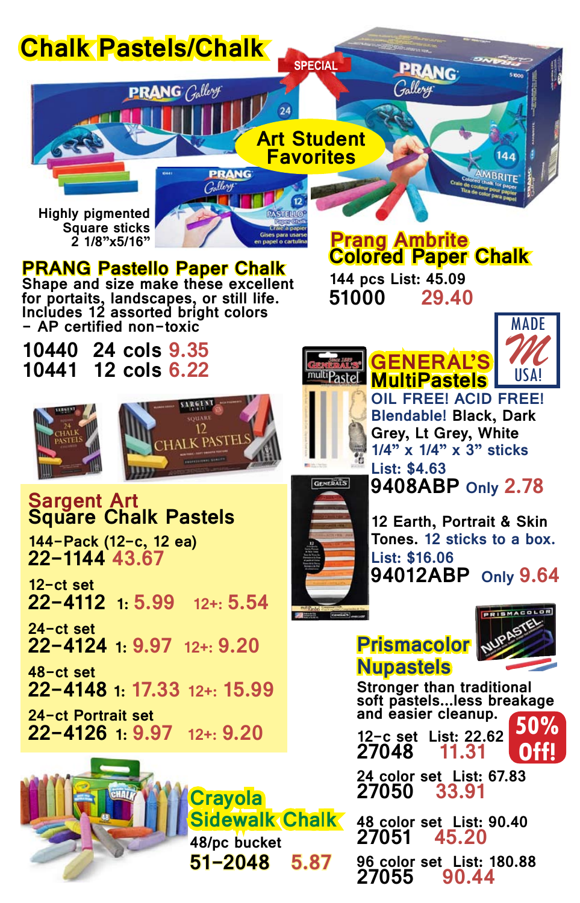# Chalk Pastels/Chalk

SPECIAL

Art Student Favorites

Highly pigmented Square sticks 2 1/8"x5/16"

## PRANG Pastello Paper Chalk

Shape and size make these excellent for portaits, landscapes, or still life. Includes 12 assorted bright colors – AP certified non-toxic

**10440** 24 cols 9.35
**10441** 12 cols 6.22

## Prang Ambrite Colored Paper Chalk

144 pcs List: 45.09
**51000** 29.40

## GENERAL'S MultiPastels

MADE USA!

OIL FREE! ACID FREE! Blendable! Black, Dark Grey, Lt Grey, White 1/4" x 1/4" x 3" sticks
List: $4.63
**9408ABP** Only 2.78

12 Earth, Portrait & Skin Tones. 12 sticks to a box.
List: $16.06
**94012ABP** Only 9.64

## Sargent Art Square Chalk Pastels

144-Pack (12-c, 12 ea)
**22-1144** 43.67

12-ct set
**22-4112** 1: 5.99 12+: 5.54

24-ct set
**22-4124** 1: 9.97 12+: 9.20

48-ct set
**22-4148** 1: 17.33 12+: 15.99

24-ct Portrait set
**22-4126** 1: 9.97 12+: 9.20

## Prismacolor Nupastels

Stronger than traditional soft pastels...less breakage and easier cleanup.

50% Off!

12-c set List: 22.62
**27048** 11.31

24 color set List: 67.83
**27050** 33.91

48 color set List: 90.40
**27051** 45.20

96 color set List: 180.88
**27055** 90.44

## Crayola Sidewalk Chalk

48/pc bucket
**51-2048** 5.87